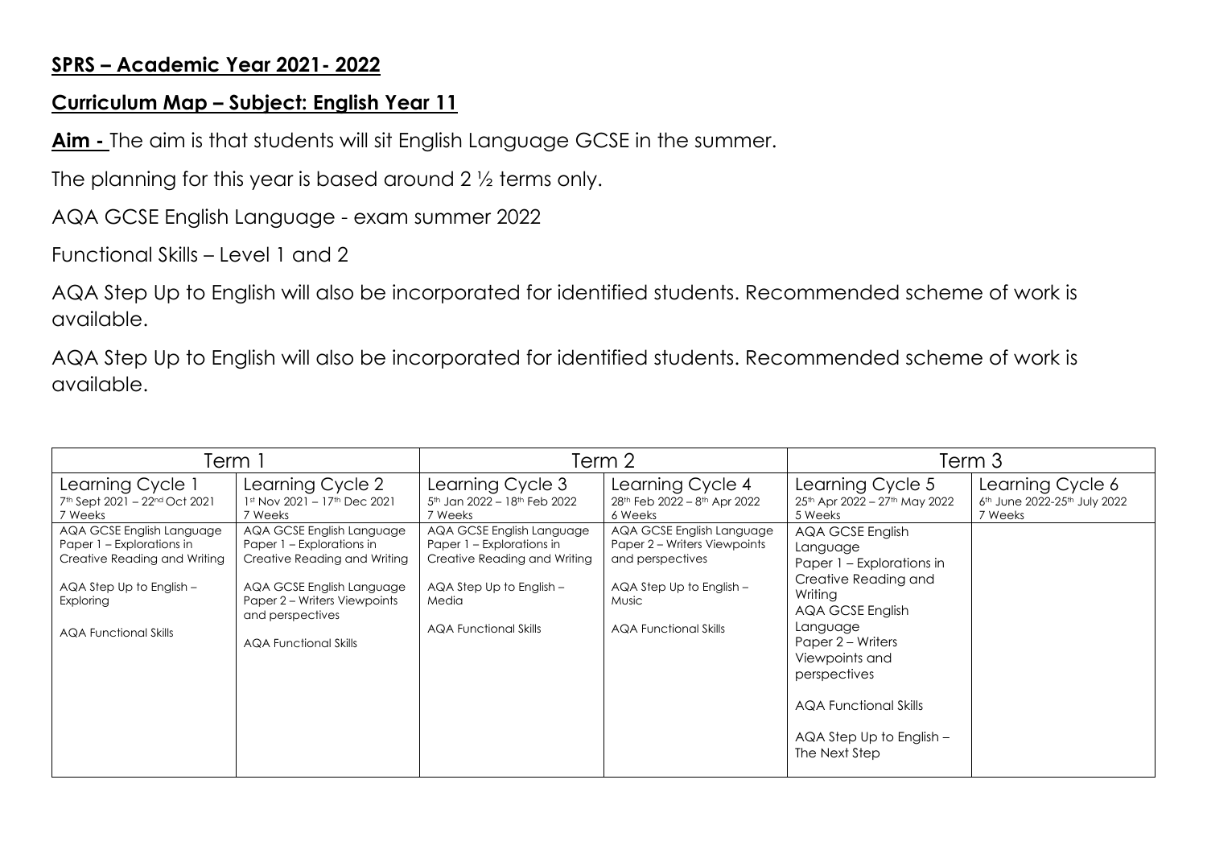**SPRS – Academic Year 2021- 2022**

**Curriculum Map – Subject: English Year 11**

**Aim -** The aim is that students will sit English Language GCSE in the summer.

The planning for this year is based around 2 ½ terms only.

AQA GCSE English Language - exam summer 2022

Functional Skills – Level 1 and 2

AQA Step Up to English will also be incorporated for identified students. Recommended scheme of work is available.

AQA Step Up to English will also be incorporated for identified students. Recommended scheme of work is available.

| Term 1 | | Term 2 | | Term 3 | |
|---|---|---|---|---|---|
| Learning Cycle 1<br>7th Sept 2021 – 22nd Oct 2021<br>7 Weeks | Learning Cycle 2<br>1st Nov 2021 – 17th Dec 2021<br>7 Weeks | Learning Cycle 3<br>5th Jan 2022 – 18th Feb 2022<br>7 Weeks | Learning Cycle 4<br>28th Feb 2022 – 8th Apr 2022<br>6 Weeks | Learning Cycle 5<br>25th Apr 2022 – 27th May 2022<br>5 Weeks | Learning Cycle 6<br>6th June 2022-25th July 2022<br>7 Weeks |
| AQA GCSE English Language Paper 1 – Explorations in Creative Reading and Writing<br><br>AQA Step Up to English – Exploring<br><br>AQA Functional Skills | AQA GCSE English Language Paper 1 – Explorations in Creative Reading and Writing<br><br>AQA GCSE English Language Paper 2 – Writers Viewpoints and perspectives<br><br>AQA Functional Skills | AQA GCSE English Language Paper 1 – Explorations in Creative Reading and Writing<br><br>AQA Step Up to English – Media<br><br>AQA Functional Skills | AQA GCSE English Language Paper 2 – Writers Viewpoints and perspectives<br><br>AQA Step Up to English – Music<br><br>AQA Functional Skills | AQA GCSE English Language Paper 1 – Explorations in Creative Reading and Writing<br>AQA GCSE English Language Paper 2 – Writers Viewpoints and perspectives<br><br>AQA Functional Skills<br><br>AQA Step Up to English – The Next Step | |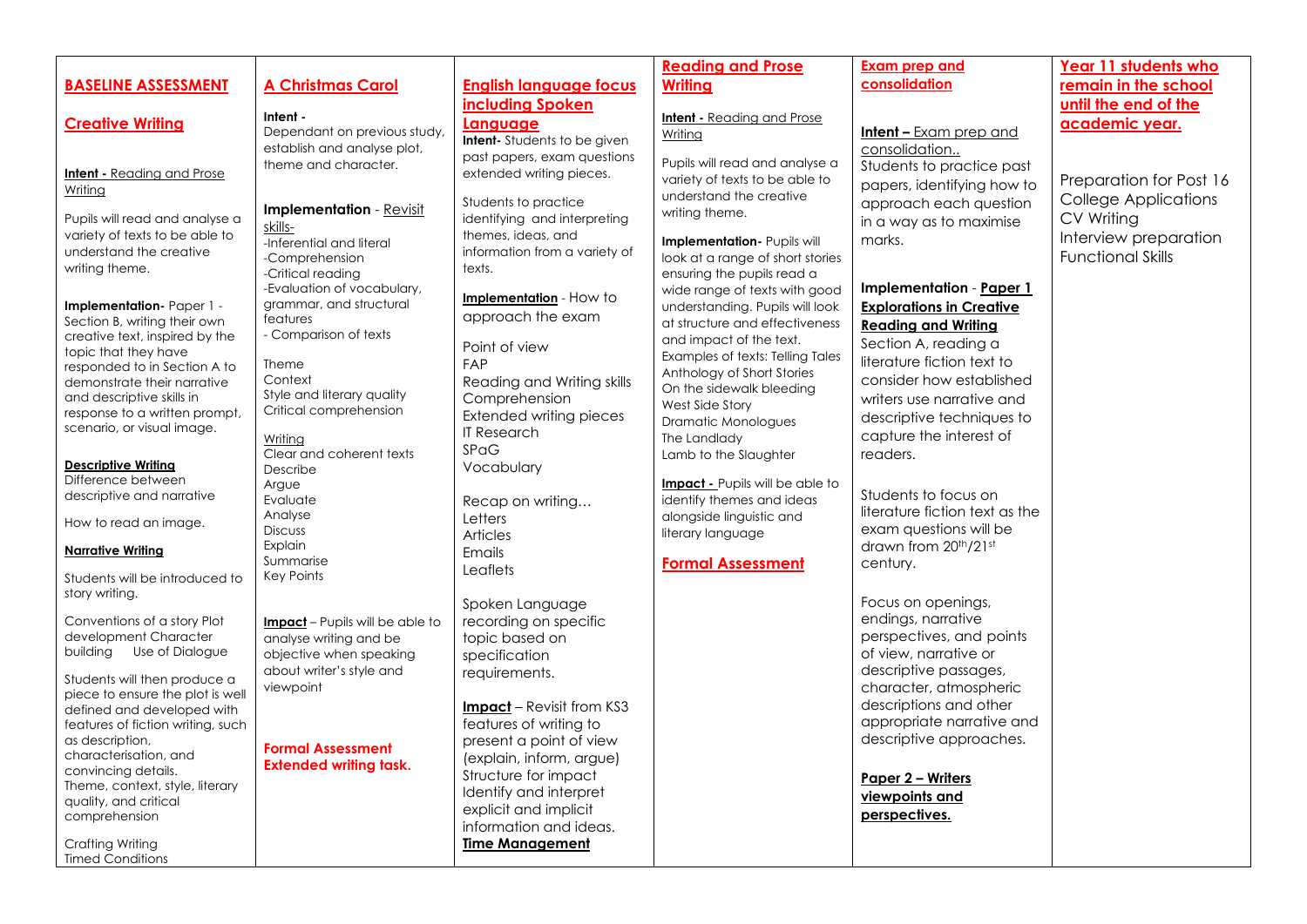| BASELINE ASSESSMENT | A Christmas Carol | English language focus including Spoken Language | Reading and Prose Writing | Exam prep and consolidation | Year 11 students who remain in the school until the end of the academic year. |
|---|---|---|---|---|---|
| **Creative Writing**<br><br>**Intent -** Reading and Prose Writing<br><br>Pupils will read and analyse a variety of texts to be able to understand the creative writing theme.<br><br>**Implementation-** Paper 1 - Section B, writing their own creative text, inspired by the topic that they have responded to in Section A to demonstrate their narrative and descriptive skills in response to a written prompt, scenario, or visual image.<br><br>**Descriptive Writing**<br>Difference between descriptive and narrative<br><br>How to read an image.<br><br>**Narrative Writing**<br><br>Students will be introduced to story writing.<br><br>Conventions of a story Plot development Character building Use of Dialogue<br><br>Students will then produce a piece to ensure the plot is well defined and developed with features of fiction writing, such as description, characterisation, and convincing details.<br>Theme, context, style, literary quality, and critical comprehension<br><br>Crafting Writing<br>Timed Conditions | **Intent -**<br>Dependant on previous study, establish and analyse plot, theme and character.<br><br>**Implementation** - Revisit skills-<br>-Inferential and literal<br>-Comprehension<br>-Critical reading<br>-Evaluation of vocabulary, grammar, and structural features<br>- Comparison of texts<br><br>Theme<br>Context<br>Style and literary quality<br>Critical comprehension<br><br>Writing<br>Clear and coherent texts<br>Describe<br>Argue<br>Evaluate<br>Analyse<br>Discuss<br>Explain<br>Summarise<br>Key Points<br><br>**Impact** – Pupils will be able to analyse writing and be objective when speaking about writer's style and viewpoint<br><br>**Formal Assessment**<br>**Extended writing task.** | **Intent-** Students to be given past papers, exam questions extended writing pieces.<br><br>Students to practice identifying and interpreting themes, ideas, and information from a variety of texts.<br><br>**Implementation** - How to approach the exam<br><br>Point of view<br>FAP<br>Reading and Writing skills<br>Comprehension<br>Extended writing pieces<br>IT Research<br>SPaG<br>Vocabulary<br><br>Recap on writing…<br>Letters<br>Articles<br>Emails<br>Leaflets<br><br>Spoken Language recording on specific topic based on specification requirements.<br><br>**Impact** – Revisit from KS3 features of writing to present a point of view (explain, inform, argue)<br>Structure for impact<br>Identify and interpret explicit and implicit information and ideas.<br>**Time Management** | **Intent -** Reading and Prose Writing<br><br>Pupils will read and analyse a variety of texts to be able to understand the creative writing theme.<br><br>**Implementation-** Pupils will look at a range of short stories ensuring the pupils read a wide range of texts with good understanding. Pupils will look at structure and effectiveness and impact of the text.<br>Examples of texts: Telling Tales Anthology of Short Stories<br>On the sidewalk bleeding<br>West Side Story<br>Dramatic Monologues<br>The Landlady<br>Lamb to the Slaughter<br><br>**Impact -** Pupils will be able to identify themes and ideas alongside linguistic and literary language<br><br>**Formal Assessment** | **Intent –** Exam prep and consolidation..<br>Students to practice past papers, identifying how to approach each question in a way as to maximise marks.<br><br>**Implementation** - **Paper 1 Explorations in Creative Reading and Writing**<br>Section A, reading a literature fiction text to consider how established writers use narrative and descriptive techniques to capture the interest of readers.<br><br>Students to focus on literature fiction text as the exam questions will be drawn from 20th/21st century.<br><br>Focus on openings, endings, narrative perspectives, and points of view, narrative or descriptive passages, character, atmospheric descriptions and other appropriate narrative and descriptive approaches.<br><br>**Paper 2 – Writers viewpoints and perspectives.** | Preparation for Post 16<br>College Applications<br>CV Writing<br>Interview preparation<br>Functional Skills |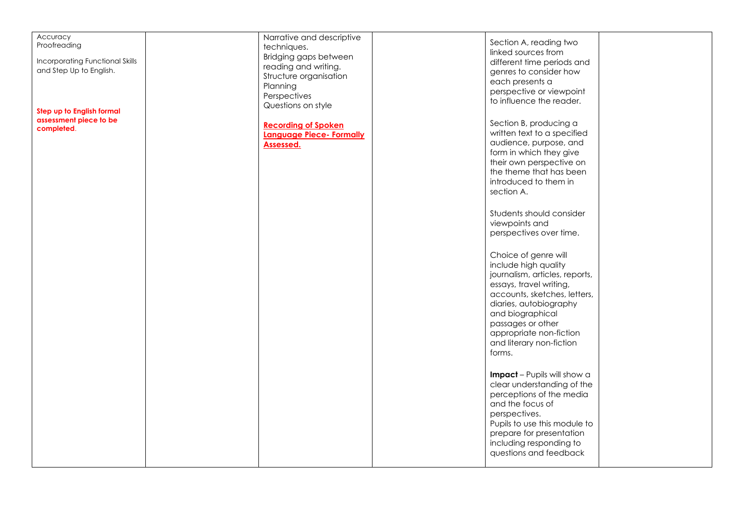| | | | | | |
|---|---|---|---|---|---|
| Accuracy<br>Proofreading<br><br>Incorporating Functional Skills and Step Up to English.<br><br>**Step up to English formal assessment piece to be completed**. | | Narrative and descriptive techniques.<br>Bridging gaps between reading and writing.<br>Structure organisation<br>Planning<br>Perspectives<br>Questions on style<br><br>**Recording of Spoken Language Piece- Formally Assessed.** | | Section A, reading two linked sources from different time periods and genres to consider how each presents a perspective or viewpoint to influence the reader.<br><br>Section B, producing a written text to a specified audience, purpose, and form in which they give their own perspective on the theme that has been introduced to them in section A.<br><br>Students should consider viewpoints and perspectives over time.<br><br>Choice of genre will include high quality journalism, articles, reports, essays, travel writing, accounts, sketches, letters, diaries, autobiography and biographical passages or other appropriate non-fiction and literary non-fiction forms.<br><br>**Impact** – Pupils will show a clear understanding of the perceptions of the media and the focus of perspectives.<br>Pupils to use this module to prepare for presentation including responding to questions and feedback | |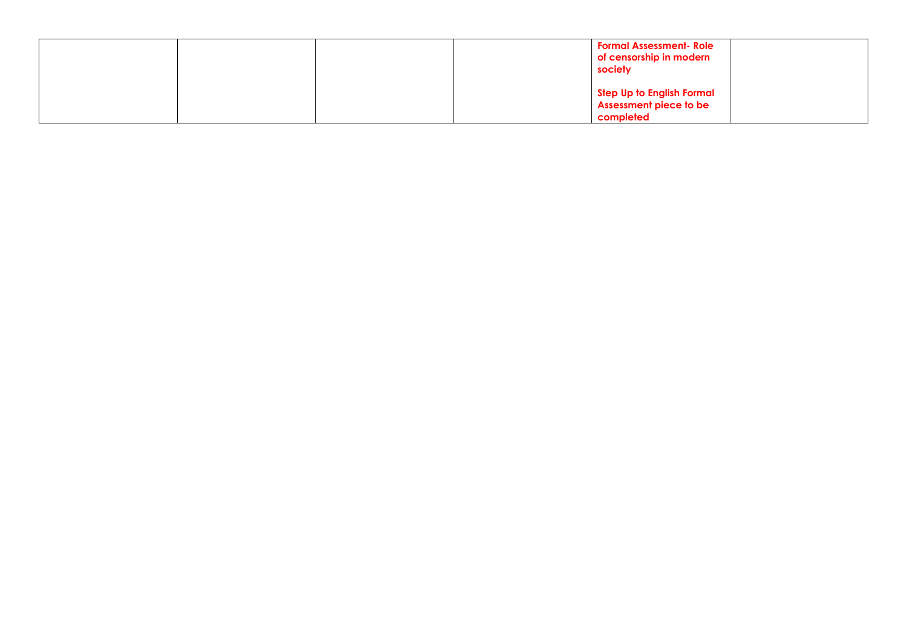| | | | | | |
|---|---|---|---|---|---|
| | | | | **Formal Assessment- Role of censorship in modern society**<br><br>**Step Up to English Formal Assessment piece to be completed** | |